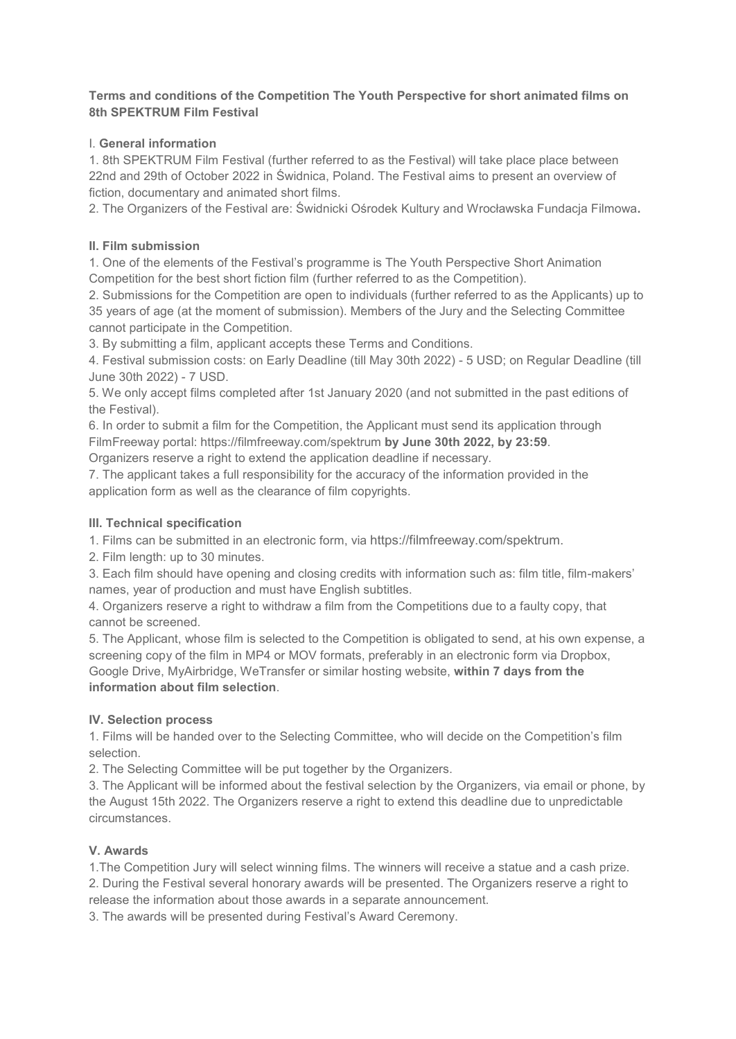**Terms and conditions of the Competition The Youth Perspective for short animated films on 8th SPEKTRUM Film Festival**

I. **General information**

1. 8th SPEKTRUM Film Festival (further referred to as the Festival) will take place place between 22nd and 29th of October 2022 in Świdnica, Poland. The Festival aims to present an overview of fiction, documentary and animated short films.
2. The Organizers of the Festival are: Świdnicki Ośrodek Kultury and Wrocławska Fundacja Filmowa**.**

**II. Film submission**

1. One of the elements of the Festival's programme is The Youth Perspective Short Animation Competition for the best short fiction film (further referred to as the Competition).
2. Submissions for the Competition are open to individuals (further referred to as the Applicants) up to 35 years of age (at the moment of submission). Members of the Jury and the Selecting Committee cannot participate in the Competition.
3. By submitting a film, applicant accepts these Terms and Conditions.
4. Festival submission costs: on Early Deadline (till May 30th 2022) - 5 USD; on Regular Deadline (till June 30th 2022) - 7 USD.
5. We only accept films completed after 1st January 2020 (and not submitted in the past editions of the Festival).
6. In order to submit a film for the Competition, the Applicant must send its application through FilmFreeway portal: https://filmfreeway.com/spektrum **by June 30th 2022, by 23:59**. Organizers reserve a right to extend the application deadline if necessary.
7. The applicant takes a full responsibility for the accuracy of the information provided in the application form as well as the clearance of film copyrights.

**III. Technical specification**

1. Films can be submitted in an electronic form, via https://filmfreeway.com/spektrum.
2. Film length: up to 30 minutes.
3. Each film should have opening and closing credits with information such as: film title, film-makers' names, year of production and must have English subtitles.
4. Organizers reserve a right to withdraw a film from the Competitions due to a faulty copy, that cannot be screened.
5. The Applicant, whose film is selected to the Competition is obligated to send, at his own expense, a screening copy of the film in MP4 or MOV formats, preferably in an electronic form via Dropbox, Google Drive, MyAirbridge, WeTransfer or similar hosting website, **within 7 days from the information about film selection**.

**IV. Selection process**

1. Films will be handed over to the Selecting Committee, who will decide on the Competition's film selection.
2. The Selecting Committee will be put together by the Organizers.
3. The Applicant will be informed about the festival selection by the Organizers, via email or phone, by the August 15th 2022. The Organizers reserve a right to extend this deadline due to unpredictable circumstances.

**V. Awards**

1. The Competition Jury will select winning films. The winners will receive a statue and a cash prize.
2. During the Festival several honorary awards will be presented. The Organizers reserve a right to release the information about those awards in a separate announcement.
3. The awards will be presented during Festival's Award Ceremony.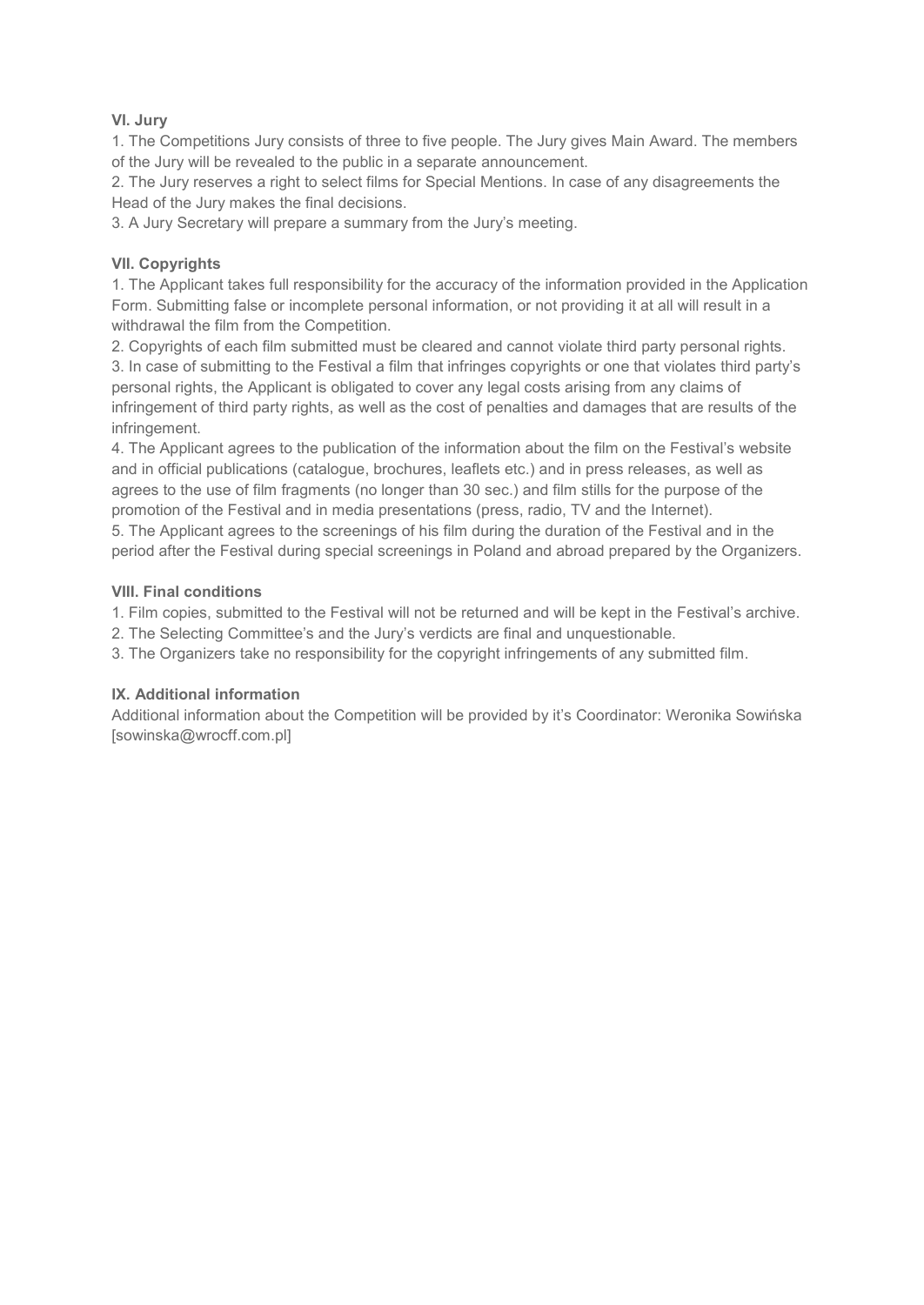**VI. Jury**

1. The Competitions Jury consists of three to five people. The Jury gives Main Award. The members of the Jury will be revealed to the public in a separate announcement.
2. The Jury reserves a right to select films for Special Mentions. In case of any disagreements the Head of the Jury makes the final decisions.
3. A Jury Secretary will prepare a summary from the Jury's meeting.

**VII. Copyrights**

1. The Applicant takes full responsibility for the accuracy of the information provided in the Application Form. Submitting false or incomplete personal information, or not providing it at all will result in a withdrawal the film from the Competition.
2. Copyrights of each film submitted must be cleared and cannot violate third party personal rights.
3. In case of submitting to the Festival a film that infringes copyrights or one that violates third party's personal rights, the Applicant is obligated to cover any legal costs arising from any claims of infringement of third party rights, as well as the cost of penalties and damages that are results of the infringement.
4. The Applicant agrees to the publication of the information about the film on the Festival's website and in official publications (catalogue, brochures, leaflets etc.) and in press releases, as well as agrees to the use of film fragments (no longer than 30 sec.) and film stills for the purpose of the promotion of the Festival and in media presentations (press, radio, TV and the Internet).
5. The Applicant agrees to the screenings of his film during the duration of the Festival and in the period after the Festival during special screenings in Poland and abroad prepared by the Organizers.

**VIII. Final conditions**

1. Film copies, submitted to the Festival will not be returned and will be kept in the Festival's archive.
2. The Selecting Committee's and the Jury's verdicts are final and unquestionable.
3. The Organizers take no responsibility for the copyright infringements of any submitted film.

**IX. Additional information**

Additional information about the Competition will be provided by it's Coordinator: Weronika Sowińska [sowinska@wrocff.com.pl]